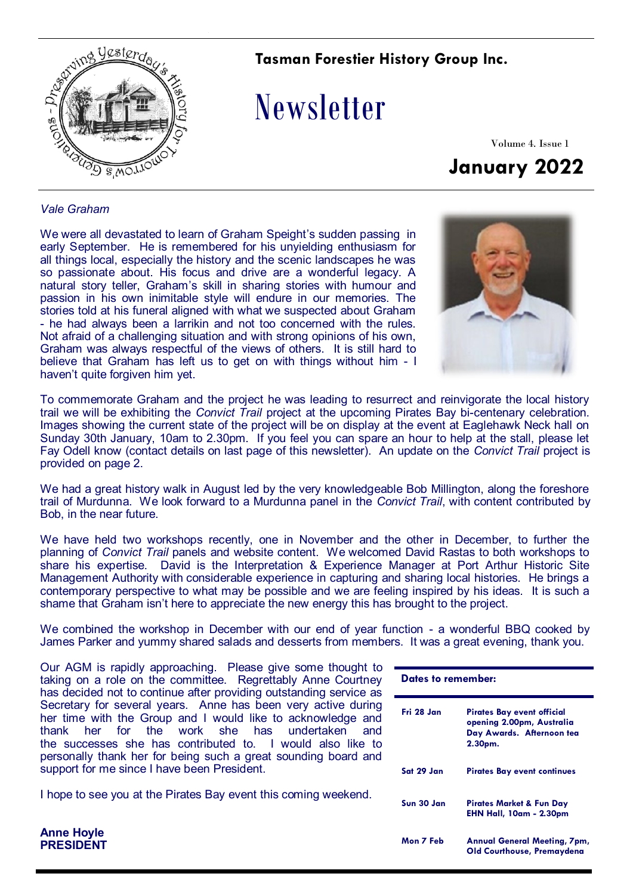**Tasman Forestier History Group Inc.**

# Newsletter

Volume 4. Issue 1

## January 2022

*Vale Graham*

We were all devastated to learn of Graham Speight's sudden passing in early September. He is remembered for his unyielding enthusiasm for all things local, especially the history and the scenic landscapes he was so passionate about. His focus and drive are a wonderful legacy. A natural story teller, Graham's skill in sharing stories with humour and passion in his own inimitable style will endure in our memories. The stories told at his funeral aligned with what we suspected about Graham - he had always been a larrikin and not too concerned with the rules. Not afraid of a challenging situation and with strong opinions of his own, Graham was always respectful of the views of others. It is still hard to believe that Graham has left us to get on with things without him - I haven't quite forgiven him yet.

To commemorate Graham and the project he was leading to resurrect and reinvigorate the local history trail we will be exhibiting the *Convict Trail* project at the upcoming Pirates Bay bi-centenary celebration. Images showing the current state of the project will be on display at the event at Eaglehawk Neck hall on Sunday 30th January, 10am to 2.30pm. If you feel you can spare an hour to help at the stall, please let Fay Odell know (contact details on last page of this newsletter). An update on the *Convict Trail* project is provided on page 2.

We had a great history walk in August led by the very knowledgeable Bob Millington, along the foreshore trail of Murdunna. We look forward to a Murdunna panel in the *Convict Trail*, with content contributed by Bob, in the near future.

We have held two workshops recently, one in November and the other in December, to further the planning of *Convict Trail* panels and website content. We welcomed David Rastas to both workshops to share his expertise. David is the Interpretation & Experience Manager at Port Arthur Historic Site Management Authority with considerable experience in capturing and sharing local histories. He brings a contemporary perspective to what may be possible and we are feeling inspired by his ideas. It is such a shame that Graham isn't here to appreciate the new energy this has brought to the project.

We combined the workshop in December with our end of year function - a wonderful BBQ cooked by James Parker and yummy shared salads and desserts from members. It was a great evening, thank you.

Our AGM is rapidly approaching. Please give some thought to taking on a role on the committee. Regrettably Anne Courtney has decided not to continue after providing outstanding service as Secretary for several years. Anne has been very active during her time with the Group and I would like to acknowledge and thank her for the work she has undertaken and the successes she has contributed to. I would also like to personally thank her for being such a great sounding board and support for me since I have been President.

I hope to see you at the Pirates Bay event this coming weekend.

**Anne Hoyle**
**PRESIDENT**

**Dates to remember:**

| | |
|---|---|
| **Fri 28 Jan** | **Pirates Bay event official opening 2.00pm, Australia Day Awards. Afternoon tea 2.30pm.** |
| **Sat 29 Jan** | **Pirates Bay event continues** |
| **Sun 30 Jan** | **Pirates Market & Fun Day EHN Hall, 10am - 2.30pm** |
| **Mon 7 Feb** | **Annual General Meeting, 7pm, Old Courthouse, Premaydena** |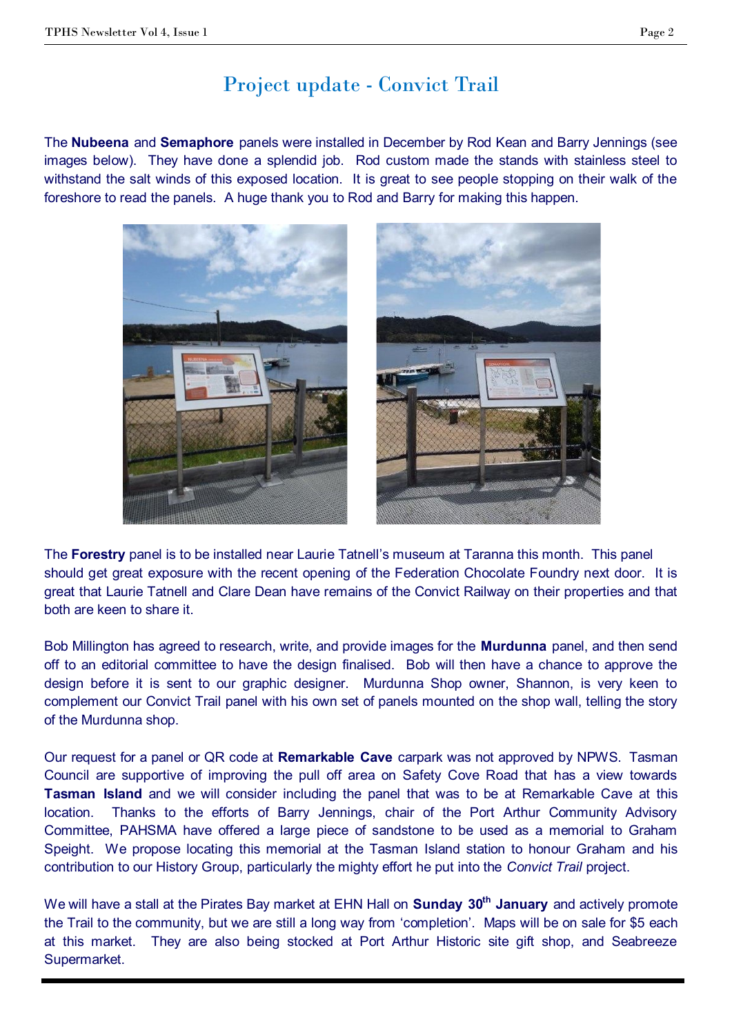# Project update - Convict Trail

The **Nubeena** and **Semaphore** panels were installed in December by Rod Kean and Barry Jennings (see images below). They have done a splendid job. Rod custom made the stands with stainless steel to withstand the salt winds of this exposed location. It is great to see people stopping on their walk of the foreshore to read the panels. A huge thank you to Rod and Barry for making this happen.

The **Forestry** panel is to be installed near Laurie Tatnell's museum at Taranna this month. This panel should get great exposure with the recent opening of the Federation Chocolate Foundry next door. It is great that Laurie Tatnell and Clare Dean have remains of the Convict Railway on their properties and that both are keen to share it.

Bob Millington has agreed to research, write, and provide images for the **Murdunna** panel, and then send off to an editorial committee to have the design finalised. Bob will then have a chance to approve the design before it is sent to our graphic designer. Murdunna Shop owner, Shannon, is very keen to complement our Convict Trail panel with his own set of panels mounted on the shop wall, telling the story of the Murdunna shop.

Our request for a panel or QR code at **Remarkable Cave** carpark was not approved by NPWS. Tasman Council are supportive of improving the pull off area on Safety Cove Road that has a view towards **Tasman Island** and we will consider including the panel that was to be at Remarkable Cave at this location. Thanks to the efforts of Barry Jennings, chair of the Port Arthur Community Advisory Committee, PAHSMA have offered a large piece of sandstone to be used as a memorial to Graham Speight. We propose locating this memorial at the Tasman Island station to honour Graham and his contribution to our History Group, particularly the mighty effort he put into the *Convict Trail* project.

We will have a stall at the Pirates Bay market at EHN Hall on **Sunday 30th January** and actively promote the Trail to the community, but we are still a long way from 'completion'. Maps will be on sale for $5 each at this market. They are also being stocked at Port Arthur Historic site gift shop, and Seabreeze Supermarket.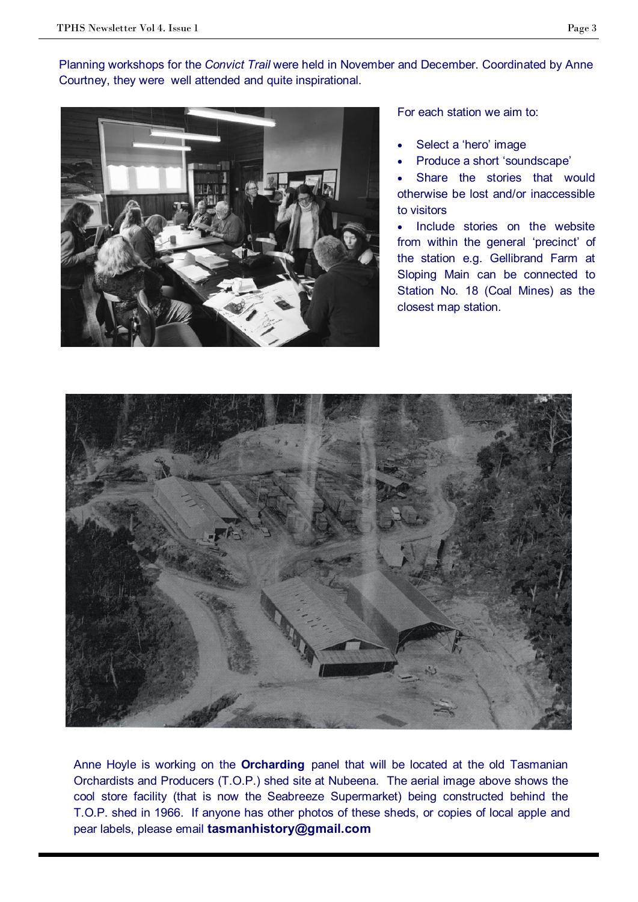Planning workshops for the *Convict Trail* were held in November and December. Coordinated by Anne Courtney, they were well attended and quite inspirational.

For each station we aim to:

- Select a 'hero' image
- Produce a short 'soundscape'
- Share the stories that would otherwise be lost and/or inaccessible to visitors
- Include stories on the website from within the general 'precinct' of the station e.g. Gellibrand Farm at Sloping Main can be connected to Station No. 18 (Coal Mines) as the closest map station.

Anne Hoyle is working on the **Orcharding** panel that will be located at the old Tasmanian Orchardists and Producers (T.O.P.) shed site at Nubeena. The aerial image above shows the cool store facility (that is now the Seabreeze Supermarket) being constructed behind the T.O.P. shed in 1966. If anyone has other photos of these sheds, or copies of local apple and pear labels, please email **tasmanhistory@gmail.com**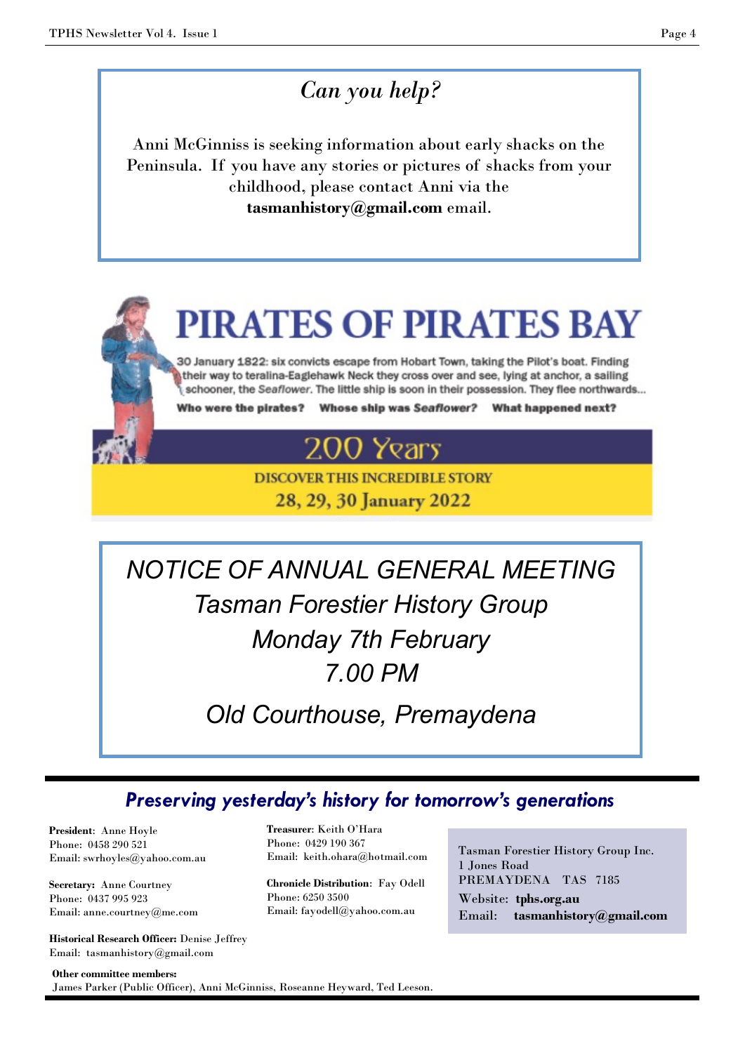## *Can you help?*

Anni McGinniss is seeking information about early shacks on the Peninsula. If you have any stories or pictures of shacks from your childhood, please contact Anni via the **tasmanhistory@gmail.com** email.

# PIRATES OF PIRATES BAY

30 January 1822: six convicts escape from Hobart Town, taking the Pilot's boat. Finding their way to teralina-Eaglehawk Neck they cross over and see, lying at anchor, a sailing schooner, the *Seaflower*. The little ship is soon in their possession. They flee northwards...

**Who were the pirates? Whose ship was *Seaflower*? What happened next?**

## 200 Years

DISCOVER THIS INCREDIBLE STORY

**28, 29, 30 January 2022**

## *NOTICE OF ANNUAL GENERAL MEETING*
### *Tasman Forestier History Group*
### *Monday 7th February*
### *7.00 PM*
### *Old Courthouse, Premaydena*

***Preserving yesterday's history for tomorrow's generations***

**President**: Anne Hoyle
Phone: 0458 290 521
Email: swrhoyles@yahoo.com.au

**Secretary:** Anne Courtney
Phone: 0437 995 923
Email: anne.courtney@me.com

**Historical Research Officer:** Denise Jeffrey
Email: tasmanhistory@gmail.com

**Treasurer**: Keith O'Hara
Phone: 0429 190 367
Email: keith.ohara@hotmail.com

**Chronicle Distribution**: Fay Odell
Phone: 6250 3500
Email: fayodell@yahoo.com.au

Tasman Forestier History Group Inc.
1 Jones Road
PREMAYDENA TAS 7185
Website: **tphs.org.au**
Email: **tasmanhistory@gmail.com**

**Other committee members:**
James Parker (Public Officer), Anni McGinniss, Roseanne Heyward, Ted Leeson.